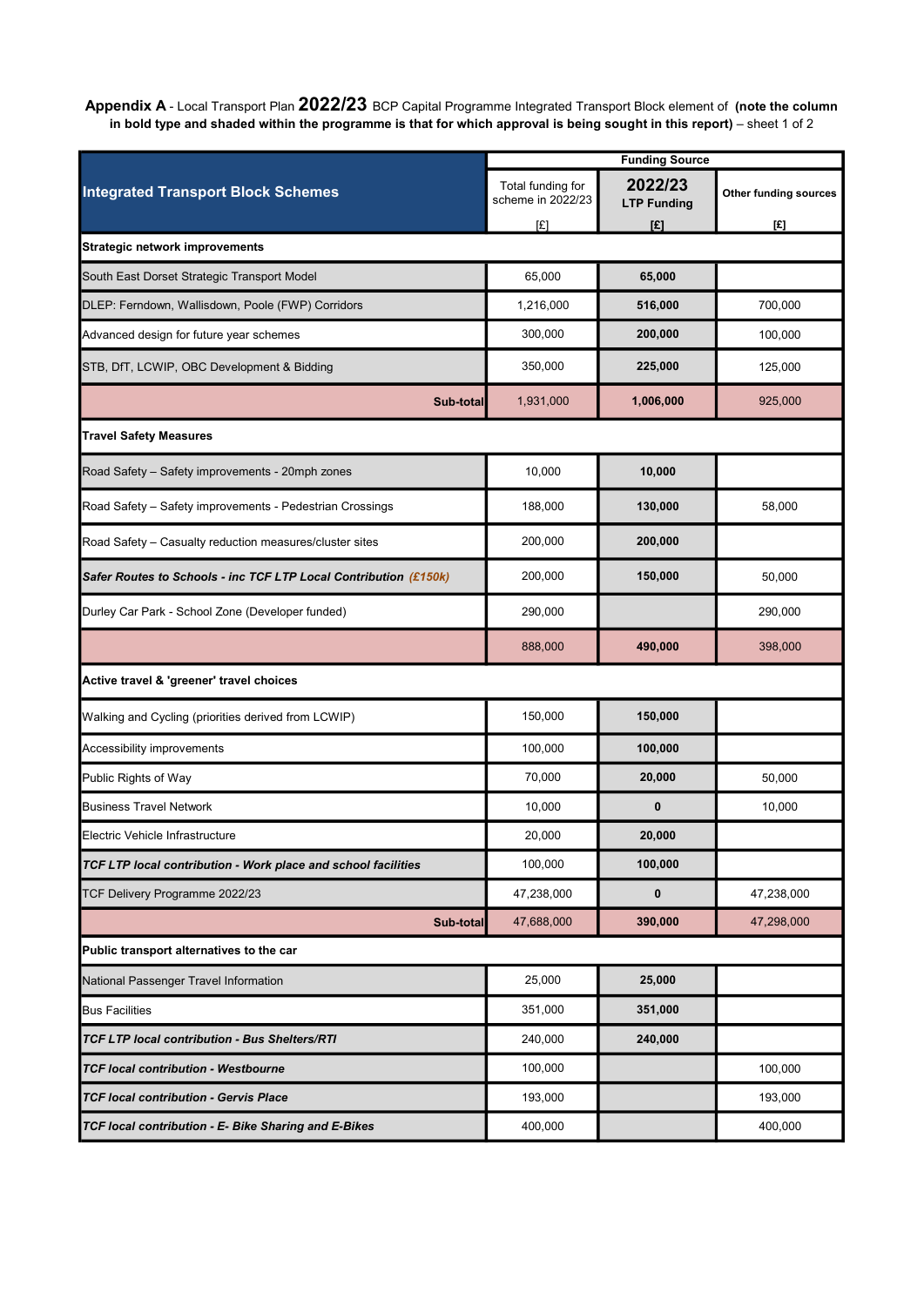**Appendix A** - Local Transport Plan **2022/23** BCP Capital Programme Integrated Transport Block element of **(note the column in bold type and shaded within the programme is that for which approval is being sought in this report)** – sheet 1 of 2

| Integrated Transport Block Schemes | Funding Source | | |
|---|---|---|---|
| | Total funding for scheme in 2022/23 [£] | **2022/23 LTP Funding [£]** | **Other funding sources [£]** |
| **Strategic network improvements** | | | |
| South East Dorset Strategic Transport Model | 65,000 | **65,000** | |
| DLEP: Ferndown, Wallisdown, Poole (FWP) Corridors | 1,216,000 | **516,000** | 700,000 |
| Advanced design for future year schemes | 300,000 | **200,000** | 100,000 |
| STB, DfT, LCWIP, OBC Development & Bidding | 350,000 | **225,000** | 125,000 |
| **Sub-total** | 1,931,000 | **1,006,000** | 925,000 |
| **Travel Safety Measures** | | | |
| Road Safety – Safety improvements - 20mph zones | 10,000 | **10,000** | |
| Road Safety – Safety improvements - Pedestrian Crossings | 188,000 | **130,000** | 58,000 |
| Road Safety – Casualty reduction measures/cluster sites | 200,000 | **200,000** | |
| ***Safer Routes to Schools - inc TCF LTP Local Contribution (£150k)*** | 200,000 | **150,000** | 50,000 |
| Durley Car Park - School Zone (Developer funded) | 290,000 | | 290,000 |
| | 888,000 | **490,000** | 398,000 |
| **Active travel & 'greener' travel choices** | | | |
| Walking and Cycling (priorities derived from LCWIP) | 150,000 | **150,000** | |
| Accessibility improvements | 100,000 | **100,000** | |
| Public Rights of Way | 70,000 | **20,000** | 50,000 |
| Business Travel Network | 10,000 | **0** | 10,000 |
| Electric Vehicle Infrastructure | 20,000 | **20,000** | |
| ***TCF LTP local contribution - Work place and school facilities*** | 100,000 | **100,000** | |
| TCF Delivery Programme 2022/23 | 47,238,000 | **0** | 47,238,000 |
| **Sub-total** | 47,688,000 | **390,000** | 47,298,000 |
| **Public transport alternatives to the car** | | | |
| National Passenger Travel Information | 25,000 | **25,000** | |
| Bus Facilities | 351,000 | **351,000** | |
| ***TCF LTP local contribution - Bus Shelters/RTI*** | 240,000 | **240,000** | |
| ***TCF local contribution - Westbourne*** | 100,000 | | 100,000 |
| ***TCF local contribution - Gervis Place*** | 193,000 | | 193,000 |
| ***TCF local contribution - E- Bike Sharing and E-Bikes*** | 400,000 | | 400,000 |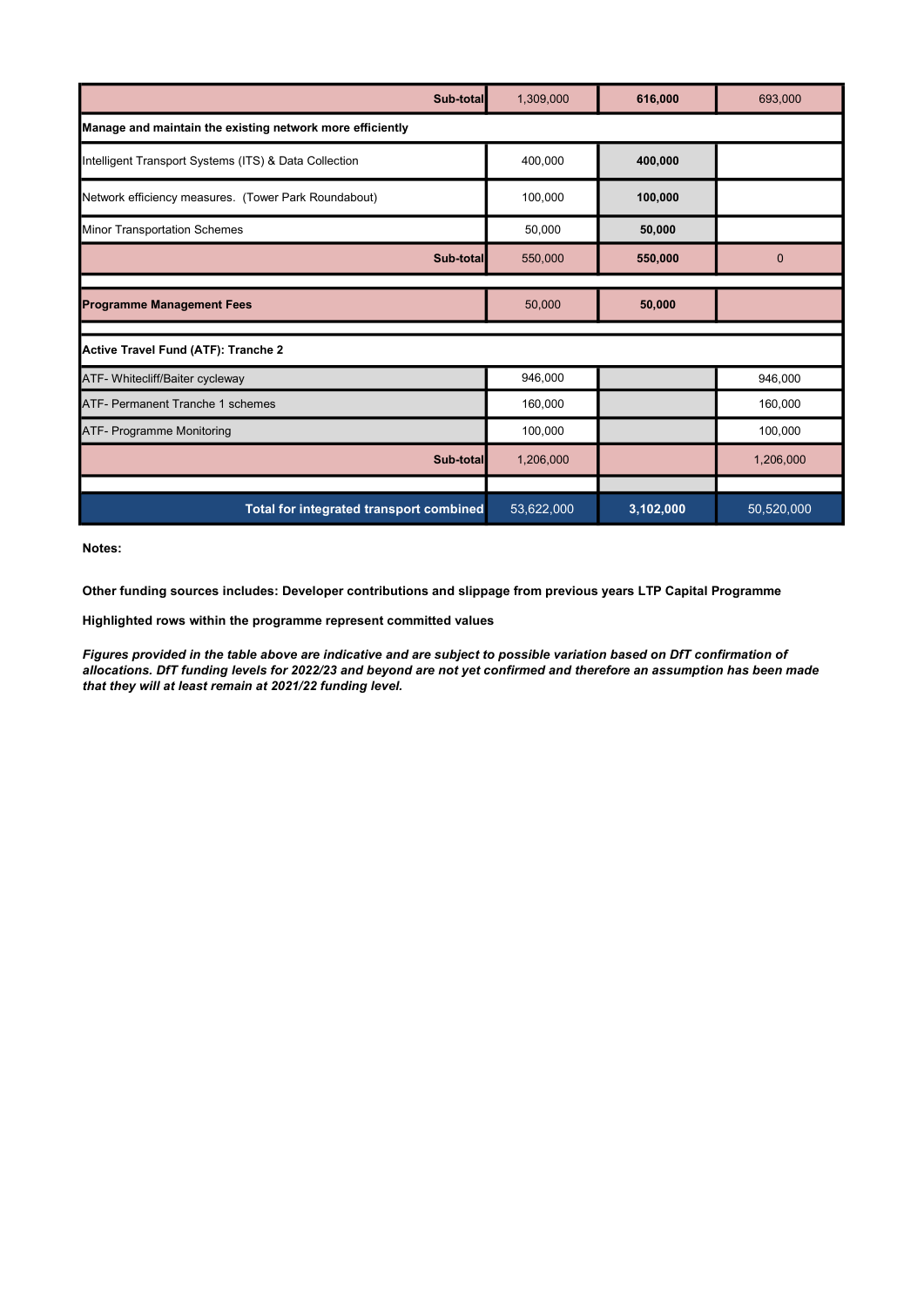| | | | |
|---|---|---|---|
| **Sub-total** | 1,309,000 | **616,000** | 693,000 |
| **Manage and maintain the existing network more efficiently** | | | |
| Intelligent Transport Systems (ITS) & Data Collection | 400,000 | **400,000** | |
| Network efficiency measures. (Tower Park Roundabout) | 100,000 | **100,000** | |
| Minor Transportation Schemes | 50,000 | **50,000** | |
| **Sub-total** | 550,000 | **550,000** | 0 |
| | | | |
| **Programme Management Fees** | 50,000 | **50,000** | |
| | | | |
| **Active Travel Fund (ATF): Tranche 2** | | | |
| ATF- Whitecliff/Baiter cycleway | 946,000 | | 946,000 |
| ATF- Permanent Tranche 1 schemes | 160,000 | | 160,000 |
| ATF- Programme Monitoring | 100,000 | | 100,000 |
| **Sub-total** | 1,206,000 | | 1,206,000 |
| | | | |
| **Total for integrated transport combined** | 53,622,000 | **3,102,000** | 50,520,000 |

**Notes:**

**Other funding sources includes: Developer contributions and slippage from previous years LTP Capital Programme**

**Highlighted rows within the programme represent committed values**

***Figures provided in the table above are indicative and are subject to possible variation based on DfT confirmation of allocations. DfT funding levels for 2022/23 and beyond are not yet confirmed and therefore an assumption has been made that they will at least remain at 2021/22 funding level.***